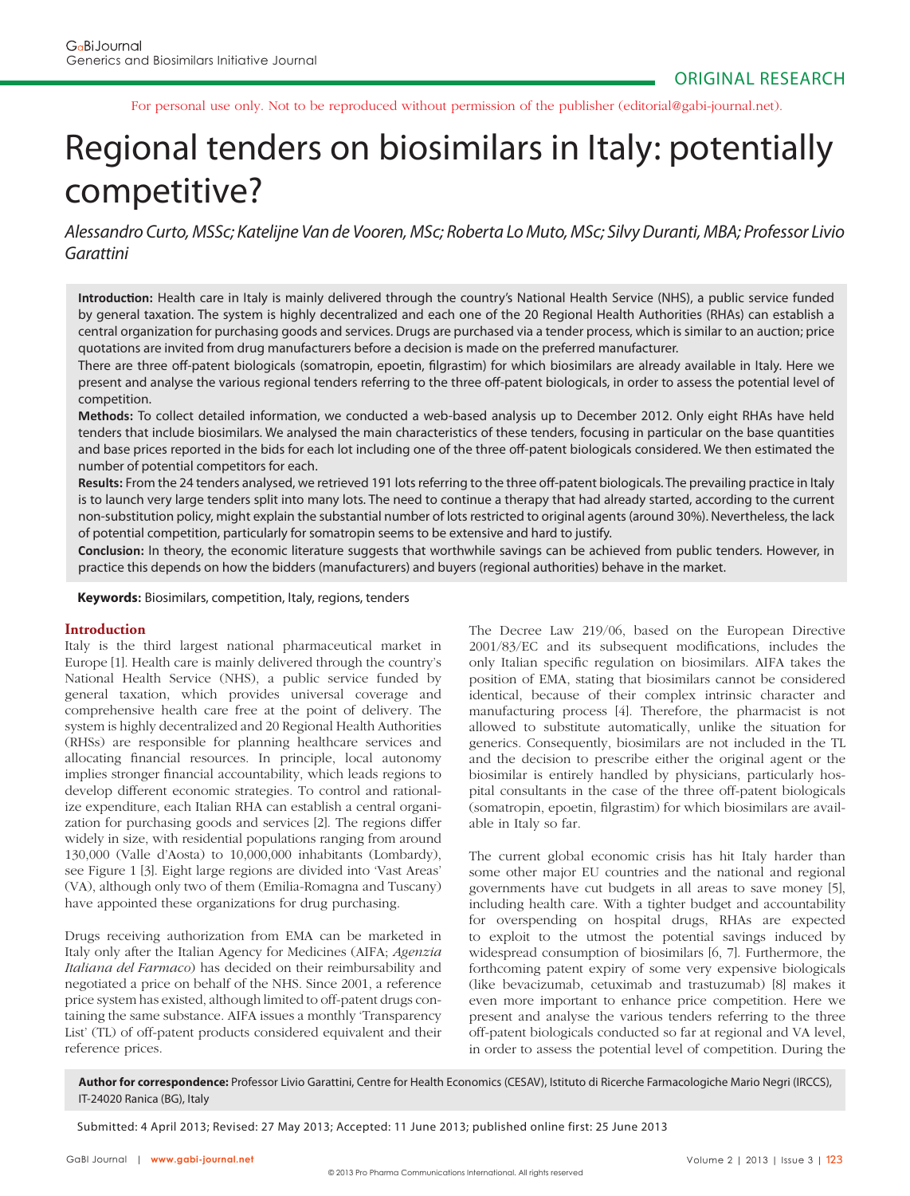ORIGINAL RESEARCH

For personal use only. Not to be reproduced without permission of the publisher (editorial@gabi-journal.net).

# Regional tenders on biosimilars in Italy: potentially competitive?

*Alessandro Curto, MSSc; Katelijne Van de Vooren, MSc; Roberta Lo Muto, MSc; Silvy Duranti, MBA; Professor Livio Garattini*

**Introduction:** Health care in Italy is mainly delivered through the country's National Health Service (NHS), a public service funded by general taxation. The system is highly decentralized and each one of the 20 Regional Health Authorities (RHAs) can establish a central organization for purchasing goods and services. Drugs are purchased via a tender process, which is similar to an auction; price quotations are invited from drug manufacturers before a decision is made on the preferred manufacturer.

There are three off-patent biologicals (somatropin, epoetin, filgrastim) for which biosimilars are already available in Italy. Here we present and analyse the various regional tenders referring to the three off-patent biologicals, in order to assess the potential level of competition.

**Methods:** To collect detailed information, we conducted a web-based analysis up to December 2012. Only eight RHAs have held tenders that include biosimilars. We analysed the main characteristics of these tenders, focusing in particular on the base quantities and base prices reported in the bids for each lot including one of the three off-patent biologicals considered. We then estimated the number of potential competitors for each.

**Results:** From the 24 tenders analysed, we retrieved 191 lots referring to the three off-patent biologicals. The prevailing practice in Italy is to launch very large tenders split into many lots. The need to continue a therapy that had already started, according to the current non-substitution policy, might explain the substantial number of lots restricted to original agents (around 30%). Nevertheless, the lack of potential competition, particularly for somatropin seems to be extensive and hard to justify.

**Conclusion:** In theory, the economic literature suggests that worthwhile savings can be achieved from public tenders. However, in practice this depends on how the bidders (manufacturers) and buyers (regional authorities) behave in the market.

**Keywords:** Biosimilars, competition, Italy, regions, tenders

## Introduction

Italy is the third largest national pharmaceutical market in Europe [1]. Health care is mainly delivered through the country's National Health Service (NHS), a public service funded by general taxation, which provides universal coverage and comprehensive health care free at the point of delivery. The system is highly decentralized and 20 Regional Health Authorities (RHSs) are responsible for planning healthcare services and allocating financial resources. In principle, local autonomy implies stronger financial accountability, which leads regions to develop different economic strategies. To control and rationalize expenditure, each Italian RHA can establish a central organization for purchasing goods and services [2]. The regions differ widely in size, with residential populations ranging from around 130,000 (Valle d'Aosta) to 10,000,000 inhabitants (Lombardy), see Figure 1 [3]. Eight large regions are divided into 'Vast Areas' (VA), although only two of them (Emilia-Romagna and Tuscany) have appointed these organizations for drug purchasing.

Drugs receiving authorization from EMA can be marketed in Italy only after the Italian Agency for Medicines (AIFA; *Agenzia Italiana del Farmaco*) has decided on their reimbursability and negotiated a price on behalf of the NHS. Since 2001, a reference price system has existed, although limited to off-patent drugs containing the same substance. AIFA issues a monthly 'Transparency List' (TL) of off-patent products considered equivalent and their reference prices.

The Decree Law 219/06, based on the European Directive 2001/83/EC and its subsequent modifications, includes the only Italian specific regulation on biosimilars. AIFA takes the position of EMA, stating that biosimilars cannot be considered identical, because of their complex intrinsic character and manufacturing process [4]. Therefore, the pharmacist is not allowed to substitute automatically, unlike the situation for generics. Consequently, biosimilars are not included in the TL and the decision to prescribe either the original agent or the biosimilar is entirely handled by physicians, particularly hospital consultants in the case of the three off-patent biologicals (somatropin, epoetin, filgrastim) for which biosimilars are available in Italy so far.

The current global economic crisis has hit Italy harder than some other major EU countries and the national and regional governments have cut budgets in all areas to save money [5], including health care. With a tighter budget and accountability for overspending on hospital drugs, RHAs are expected to exploit to the utmost the potential savings induced by widespread consumption of biosimilars [6, 7]. Furthermore, the forthcoming patent expiry of some very expensive biologicals (like bevacizumab, cetuximab and trastuzumab) [8] makes it even more important to enhance price competition. Here we present and analyse the various tenders referring to the three off-patent biologicals conducted so far at regional and VA level, in order to assess the potential level of competition. During the

**Author for correspondence:** Professor Livio Garattini, Centre for Health Economics (CESAV), Istituto di Ricerche Farmacologiche Mario Negri (IRCCS), IT-24020 Ranica (BG), Italy

Submitted: 4 April 2013; Revised: 27 May 2013; Accepted: 11 June 2013; published online first: 25 June 2013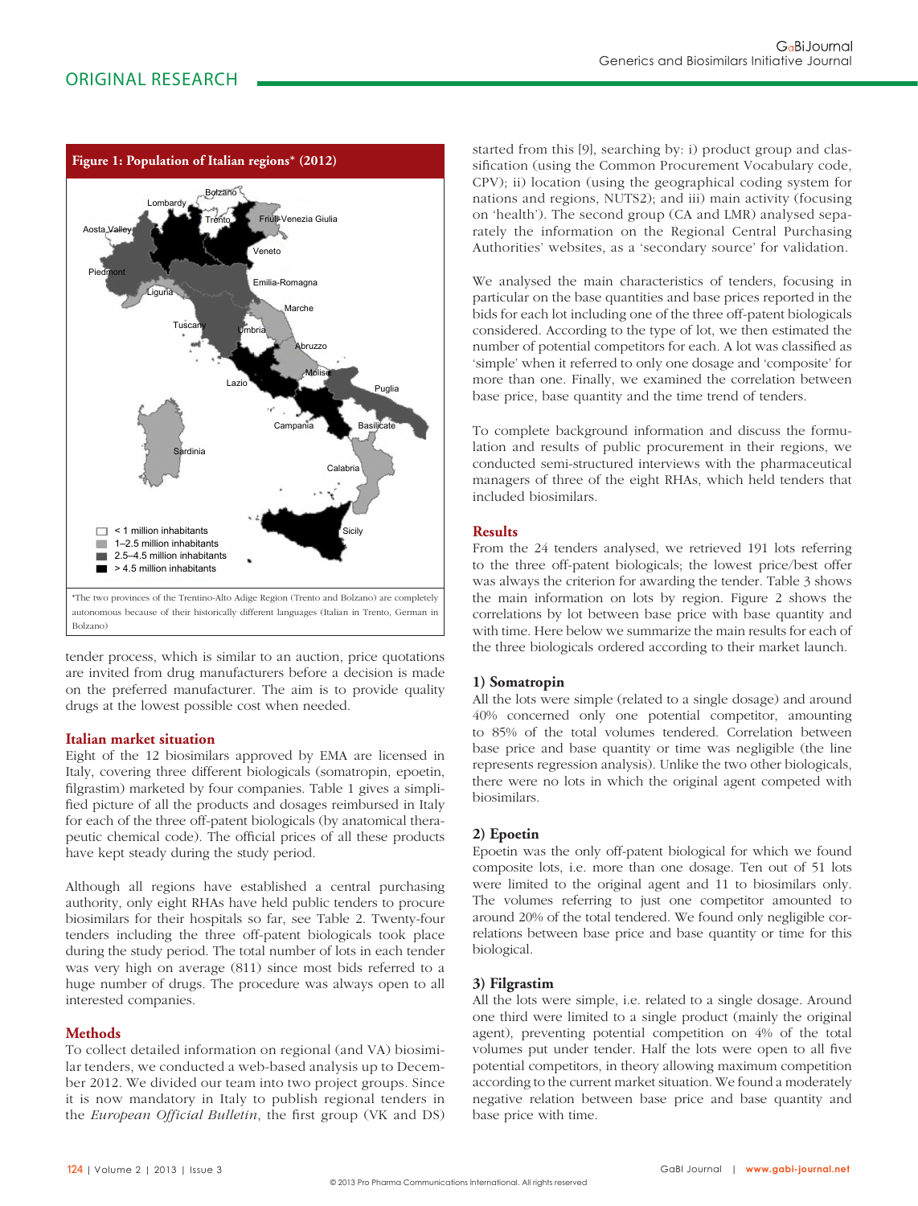**Figure 1: Population of Italian regions* (2012)**

*The two provinces of the Trentino-Alto Adige Region (Trento and Bolzano) are completely autonomous because of their historically different languages (Italian in Trento, German in Bolzano)

tender process, which is similar to an auction, price quotations are invited from drug manufacturers before a decision is made on the preferred manufacturer. The aim is to provide quality drugs at the lowest possible cost when needed.

## Italian market situation

Eight of the 12 biosimilars approved by EMA are licensed in Italy, covering three different biologicals (somatropin, epoetin, filgrastim) marketed by four companies. Table 1 gives a simplified picture of all the products and dosages reimbursed in Italy for each of the three off-patent biologicals (by anatomical therapeutic chemical code). The official prices of all these products have kept steady during the study period.

Although all regions have established a central purchasing authority, only eight RHAs have held public tenders to procure biosimilars for their hospitals so far, see Table 2. Twenty-four tenders including the three off-patent biologicals took place during the study period. The total number of lots in each tender was very high on average (811) since most bids referred to a huge number of drugs. The procedure was always open to all interested companies.

## Methods

To collect detailed information on regional (and VA) biosimilar tenders, we conducted a web-based analysis up to December 2012. We divided our team into two project groups. Since it is now mandatory in Italy to publish regional tenders in the *European Official Bulletin*, the first group (VK and DS) started from this [9], searching by: i) product group and classification (using the Common Procurement Vocabulary code, CPV); ii) location (using the geographical coding system for nations and regions, NUTS2); and iii) main activity (focusing on 'health'). The second group (CA and LMR) analysed separately the information on the Regional Central Purchasing Authorities' websites, as a 'secondary source' for validation.

We analysed the main characteristics of tenders, focusing in particular on the base quantities and base prices reported in the bids for each lot including one of the three off-patent biologicals considered. According to the type of lot, we then estimated the number of potential competitors for each. A lot was classified as 'simple' when it referred to only one dosage and 'composite' for more than one. Finally, we examined the correlation between base price, base quantity and the time trend of tenders.

To complete background information and discuss the formulation and results of public procurement in their regions, we conducted semi-structured interviews with the pharmaceutical managers of three of the eight RHAs, which held tenders that included biosimilars.

## Results

From the 24 tenders analysed, we retrieved 191 lots referring to the three off-patent biologicals; the lowest price/best offer was always the criterion for awarding the tender. Table 3 shows the main information on lots by region. Figure 2 shows the correlations by lot between base price with base quantity and with time. Here below we summarize the main results for each of the three biologicals ordered according to their market launch.

### 1) Somatropin

All the lots were simple (related to a single dosage) and around 40% concerned only one potential competitor, amounting to 85% of the total volumes tendered. Correlation between base price and base quantity or time was negligible (the line represents regression analysis). Unlike the two other biologicals, there were no lots in which the original agent competed with biosimilars.

### 2) Epoetin

Epoetin was the only off-patent biological for which we found composite lots, i.e. more than one dosage. Ten out of 51 lots were limited to the original agent and 11 to biosimilars only. The volumes referring to just one competitor amounted to around 20% of the total tendered. We found only negligible correlations between base price and base quantity or time for this biological.

### 3) Filgrastim

All the lots were simple, i.e. related to a single dosage. Around one third were limited to a single product (mainly the original agent), preventing potential competition on 4% of the total volumes put under tender. Half the lots were open to all five potential competitors, in theory allowing maximum competition according to the current market situation. We found a moderately negative relation between base price and base quantity and base price with time.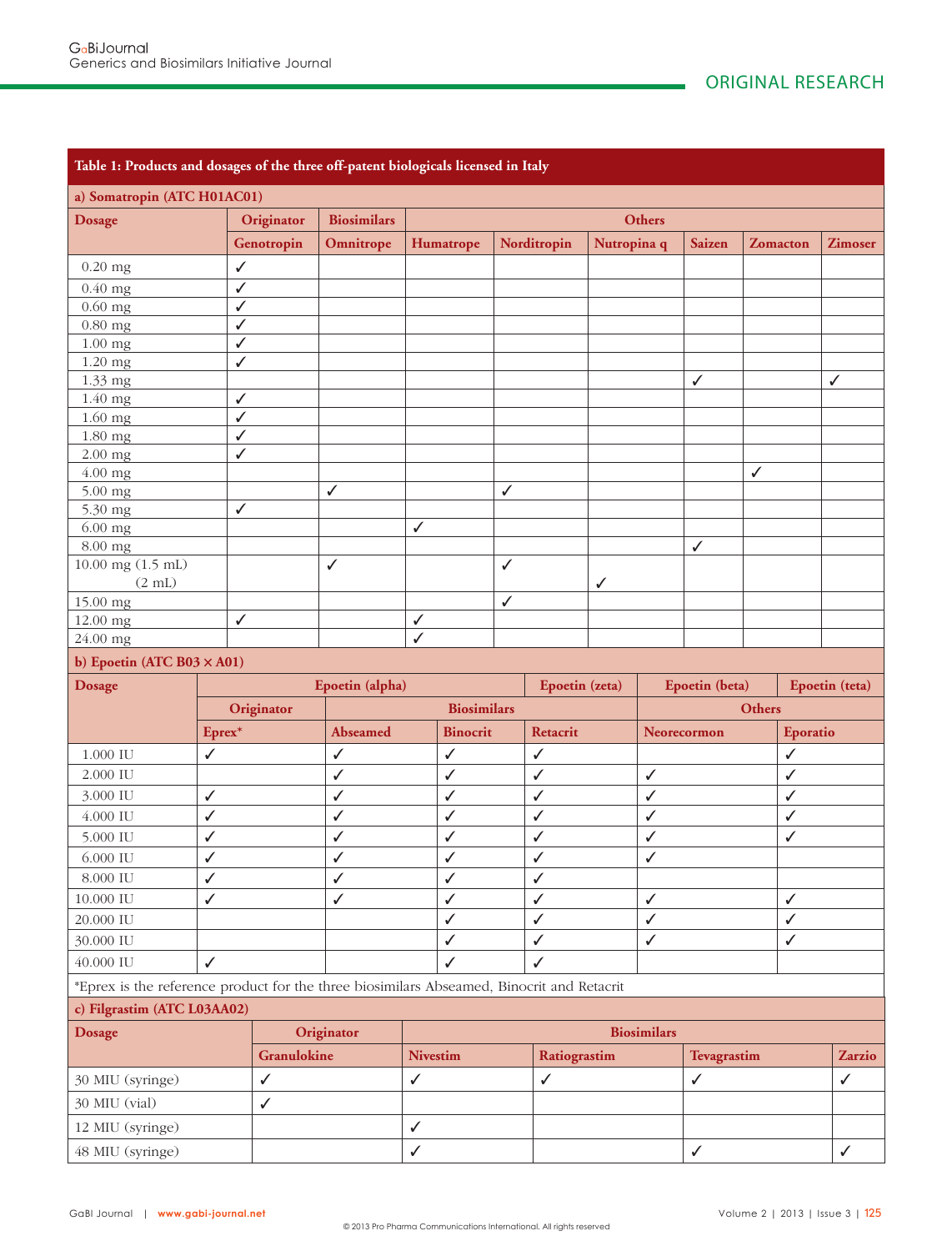**Table 1: Products and dosages of the three off-patent biologicals licensed in Italy**

**a) Somatropin (ATC H01AC01)**

| Dosage | Originator | Biosimilars | Others | | | | | |
|---|---|---|---|---|---|---|---|---|
| | Genotropin | Omnitrope | Humatrope | Norditropin | Nutropina q | Saizen | Zomacton | Zimoser |
| 0.20 mg | ✓ | | | | | | | |
| 0.40 mg | ✓ | | | | | | | |
| 0.60 mg | ✓ | | | | | | | |
| 0.80 mg | ✓ | | | | | | | |
| 1.00 mg | ✓ | | | | | | | |
| 1.20 mg | ✓ | | | | | | | |
| 1.33 mg | | | | | | ✓ | | ✓ |
| 1.40 mg | ✓ | | | | | | | |
| 1.60 mg | ✓ | | | | | | | |
| 1.80 mg | ✓ | | | | | | | |
| 2.00 mg | ✓ | | | | | | | |
| 4.00 mg | | | | | | | ✓ | |
| 5.00 mg | | ✓ | | ✓ | | | | |
| 5.30 mg | ✓ | | | | | | | |
| 6.00 mg | | | ✓ | | | | | |
| 8.00 mg | | | | | | ✓ | | |
| 10.00 mg (1.5 mL) | | ✓ | | ✓ | | | | |
| (2 mL) | | | | | ✓ | | | |
| 15.00 mg | | | | ✓ | | | | |
| 12.00 mg | ✓ | | ✓ | | | | | |
| 24.00 mg | | | ✓ | | | | | |

**b) Epoetin (ATC B03 × A01)**

| Dosage | Epoetin (alpha) | | | Epoetin (zeta) | Epoetin (beta) | Epoetin (teta) |
|---|---|---|---|---|---|---|
| | Originator | Biosimilars | | | Others | |
| | Eprex* | Abseamed | Binocrit | Retacrit | Neorecormon | Eporatio |
| 1.000 IU | ✓ | ✓ | ✓ | ✓ | | ✓ |
| 2.000 IU | | ✓ | ✓ | ✓ | ✓ | ✓ |
| 3.000 IU | ✓ | ✓ | ✓ | ✓ | ✓ | ✓ |
| 4.000 IU | ✓ | ✓ | ✓ | ✓ | ✓ | ✓ |
| 5.000 IU | ✓ | ✓ | ✓ | ✓ | ✓ | ✓ |
| 6.000 IU | ✓ | ✓ | ✓ | ✓ | ✓ | |
| 8.000 IU | ✓ | ✓ | ✓ | ✓ | | |
| 10.000 IU | ✓ | ✓ | ✓ | ✓ | ✓ | ✓ |
| 20.000 IU | | | ✓ | ✓ | ✓ | ✓ |
| 30.000 IU | | | ✓ | ✓ | ✓ | ✓ |
| 40.000 IU | ✓ | | ✓ | ✓ | | |

*Eprex is the reference product for the three biosimilars Abseamed, Binocrit and Retacrit

**c) Filgrastim (ATC L03AA02)**

| Dosage | Originator | Biosimilars | | | |
|---|---|---|---|---|---|
| | Granulokine | Nivestim | Ratiograstim | Tevagrastim | Zarzio |
| 30 MIU (syringe) | ✓ | ✓ | ✓ | ✓ | ✓ |
| 30 MIU (vial) | ✓ | | | | |
| 12 MIU (syringe) | | ✓ | | | |
| 48 MIU (syringe) | | ✓ | | ✓ | ✓ |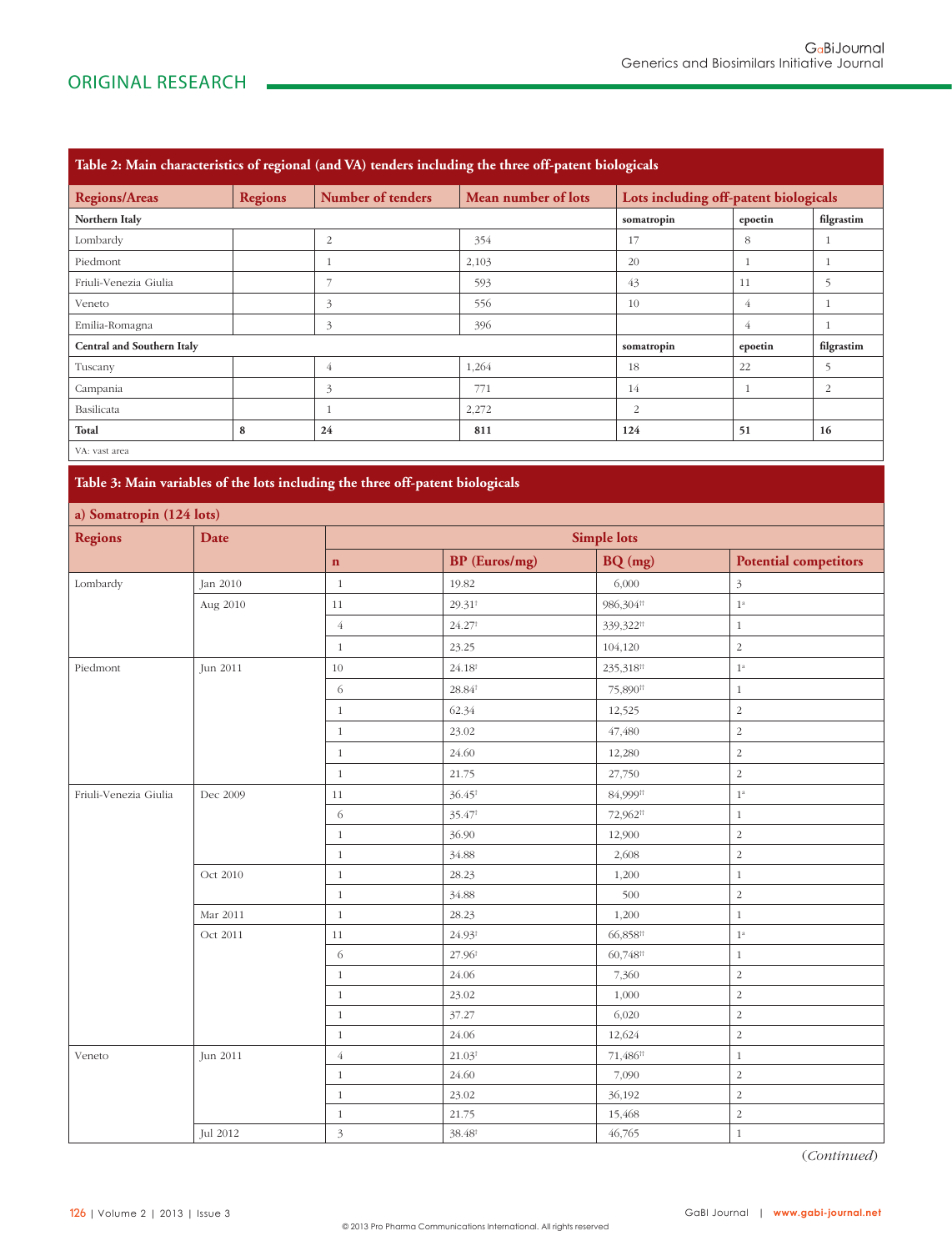**Table 2: Main characteristics of regional (and VA) tenders including the three off-patent biologicals**

| Regions/Areas | Regions | Number of tenders | Mean number of lots | Lots including off-patent biologicals | | |
|---|---|---|---|---|---|---|
| **Northern Italy** | | | | **somatropin** | **epoetin** | **filgrastim** |
| Lombardy | | 2 | 354 | 17 | 8 | 1 |
| Piedmont | | 1 | 2,103 | 20 | 1 | 1 |
| Friuli-Venezia Giulia | | 7 | 593 | 43 | 11 | 5 |
| Veneto | | 3 | 556 | 10 | 4 | 1 |
| Emilia-Romagna | | 3 | 396 | | 4 | 1 |
| **Central and Southern Italy** | | | | **somatropin** | **epoetin** | **filgrastim** |
| Tuscany | | 4 | 1,264 | 18 | 22 | 5 |
| Campania | | 3 | 771 | 14 | 1 | 2 |
| Basilicata | | 1 | 2,272 | 2 | | |
| **Total** | **8** | **24** | **811** | **124** | **51** | **16** |

VA: vast area

**Table 3: Main variables of the lots including the three off-patent biologicals**

**a) Somatropin (124 lots)**

| Regions | Date | Simple lots | | | |
|---|---|---|---|---|---|
| | | **n** | **BP (Euros/mg)** | **BQ (mg)** | **Potential competitors** |
| Lombardy | Jan 2010 | 1 | 19.82 | 6,000 | 3 |
| | Aug 2010 | 11 | 29.31[†] | 986,304[††] | 1[a] |
| | | 4 | 24.27[†] | 339,322[††] | 1 |
| | | 1 | 23.25 | 104,120 | 2 |
| Piedmont | Jun 2011 | 10 | 24.18[†] | 235,318[††] | 1[a] |
| | | 6 | 28.84[†] | 75,890[††] | 1 |
| | | 1 | 62.34 | 12,525 | 2 |
| | | 1 | 23.02 | 47,480 | 2 |
| | | 1 | 24.60 | 12,280 | 2 |
| | | 1 | 21.75 | 27,750 | 2 |
| Friuli-Venezia Giulia | Dec 2009 | 11 | 36.45[†] | 84,999[††] | 1[a] |
| | | 6 | 35.47[†] | 72,962[††] | 1 |
| | | 1 | 36.90 | 12,900 | 2 |
| | | 1 | 34.88 | 2,608 | 2 |
| | Oct 2010 | 1 | 28.23 | 1,200 | 1 |
| | | 1 | 34.88 | 500 | 2 |
| | Mar 2011 | 1 | 28.23 | 1,200 | 1 |
| | Oct 2011 | 11 | 24.93[†] | 66,858[††] | 1[a] |
| | | 6 | 27.96[†] | 60,748[††] | 1 |
| | | 1 | 24.06 | 7,360 | 2 |
| | | 1 | 23.02 | 1,000 | 2 |
| | | 1 | 37.27 | 6,020 | 2 |
| | | 1 | 24.06 | 12,624 | 2 |
| Veneto | Jun 2011 | 4 | 21.03[†] | 71,486[††] | 1 |
| | | 1 | 24.60 | 7,090 | 2 |
| | | 1 | 23.02 | 36,192 | 2 |
| | | 1 | 21.75 | 15,468 | 2 |
| | Jul 2012 | 3 | 38.48[†] | 46,765 | 1 |

(*Continued*)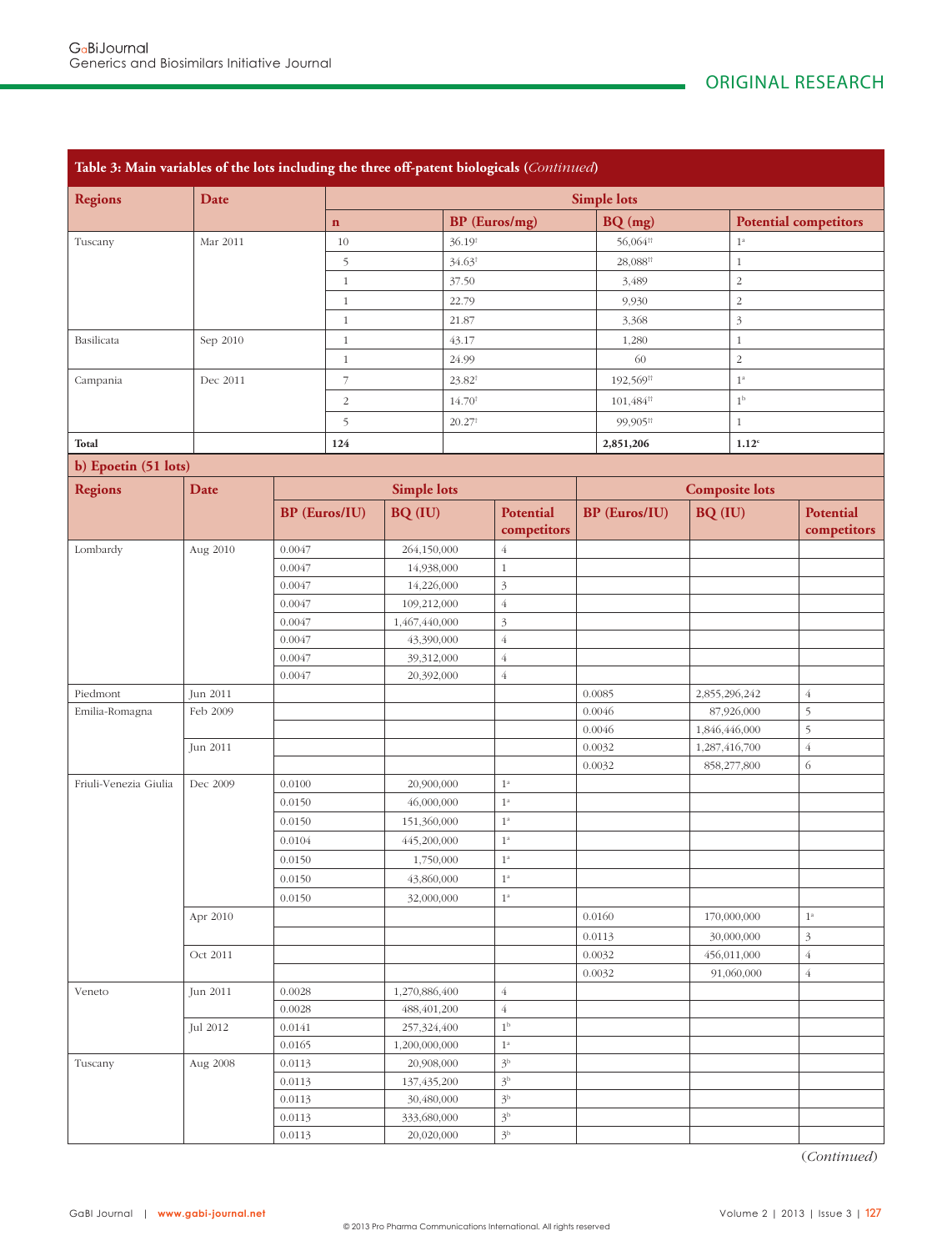**Table 3: Main variables of the lots including the three off-patent biologicals (*Continued*)**

| Regions | Date | Simple lots | | | |
|---|---|---|---|---|---|
| | | n | BP (Euros/mg) | BQ (mg) | Potential competitors |
| Tuscany | Mar 2011 | 10 | 36.19[†] | 56,064[††] | 1[a] |
| | | 5 | 34.63[†] | 28,088[††] | 1 |
| | | 1 | 37.50 | 3,489 | 2 |
| | | 1 | 22.79 | 9,930 | 2 |
| | | 1 | 21.87 | 3,368 | 3 |
| Basilicata | Sep 2010 | 1 | 43.17 | 1,280 | 1 |
| | | 1 | 24.99 | 60 | 2 |
| Campania | Dec 2011 | 7 | 23.82[†] | 192,569[††] | 1[a] |
| | | 2 | 14.70[†] | 101,484[††] | 1[b] |
| | | 5 | 20.27[†] | 99,905[††] | 1 |
| **Total** | | **124** | | **2,851,206** | **1.12[c]** |

**b) Epoetin (51 lots)**

| Regions | Date | Simple lots | | | Composite lots | | |
|---|---|---|---|---|---|---|---|
| | | BP (Euros/IU) | BQ (IU) | Potential competitors | BP (Euros/IU) | BQ (IU) | Potential competitors |
| Lombardy | Aug 2010 | 0.0047 | 264,150,000 | 4 | | | |
| | | 0.0047 | 14,938,000 | 1 | | | |
| | | 0.0047 | 14,226,000 | 3 | | | |
| | | 0.0047 | 109,212,000 | 4 | | | |
| | | 0.0047 | 1,467,440,000 | 3 | | | |
| | | 0.0047 | 43,390,000 | 4 | | | |
| | | 0.0047 | 39,312,000 | 4 | | | |
| | | 0.0047 | 20,392,000 | 4 | | | |
| Piedmont | Jun 2011 | | | | 0.0085 | 2,855,296,242 | 4 |
| Emilia-Romagna | Feb 2009 | | | | 0.0046 | 87,926,000 | 5 |
| | | | | | 0.0046 | 1,846,446,000 | 5 |
| | Jun 2011 | | | | 0.0032 | 1,287,416,700 | 4 |
| | | | | | 0.0032 | 858,277,800 | 6 |
| Friuli-Venezia Giulia | Dec 2009 | 0.0100 | 20,900,000 | 1[a] | | | |
| | | 0.0150 | 46,000,000 | 1[a] | | | |
| | | 0.0150 | 151,360,000 | 1[a] | | | |
| | | 0.0104 | 445,200,000 | 1[a] | | | |
| | | 0.0150 | 1,750,000 | 1[a] | | | |
| | | 0.0150 | 43,860,000 | 1[a] | | | |
| | | 0.0150 | 32,000,000 | 1[a] | | | |
| | Apr 2010 | | | | 0.0160 | 170,000,000 | 1[a] |
| | | | | | 0.0113 | 30,000,000 | 3 |
| | Oct 2011 | | | | 0.0032 | 456,011,000 | 4 |
| | | | | | 0.0032 | 91,060,000 | 4 |
| Veneto | Jun 2011 | 0.0028 | 1,270,886,400 | 4 | | | |
| | | 0.0028 | 488,401,200 | 4 | | | |
| | Jul 2012 | 0.0141 | 257,324,400 | 1[b] | | | |
| | | 0.0165 | 1,200,000,000 | 1[a] | | | |
| Tuscany | Aug 2008 | 0.0113 | 20,908,000 | 3[b] | | | |
| | | 0.0113 | 137,435,200 | 3[b] | | | |
| | | 0.0113 | 30,480,000 | 3[b] | | | |
| | | 0.0113 | 333,680,000 | 3[b] | | | |
| | | 0.0113 | 20,020,000 | 3[b] | | | |

(*Continued*)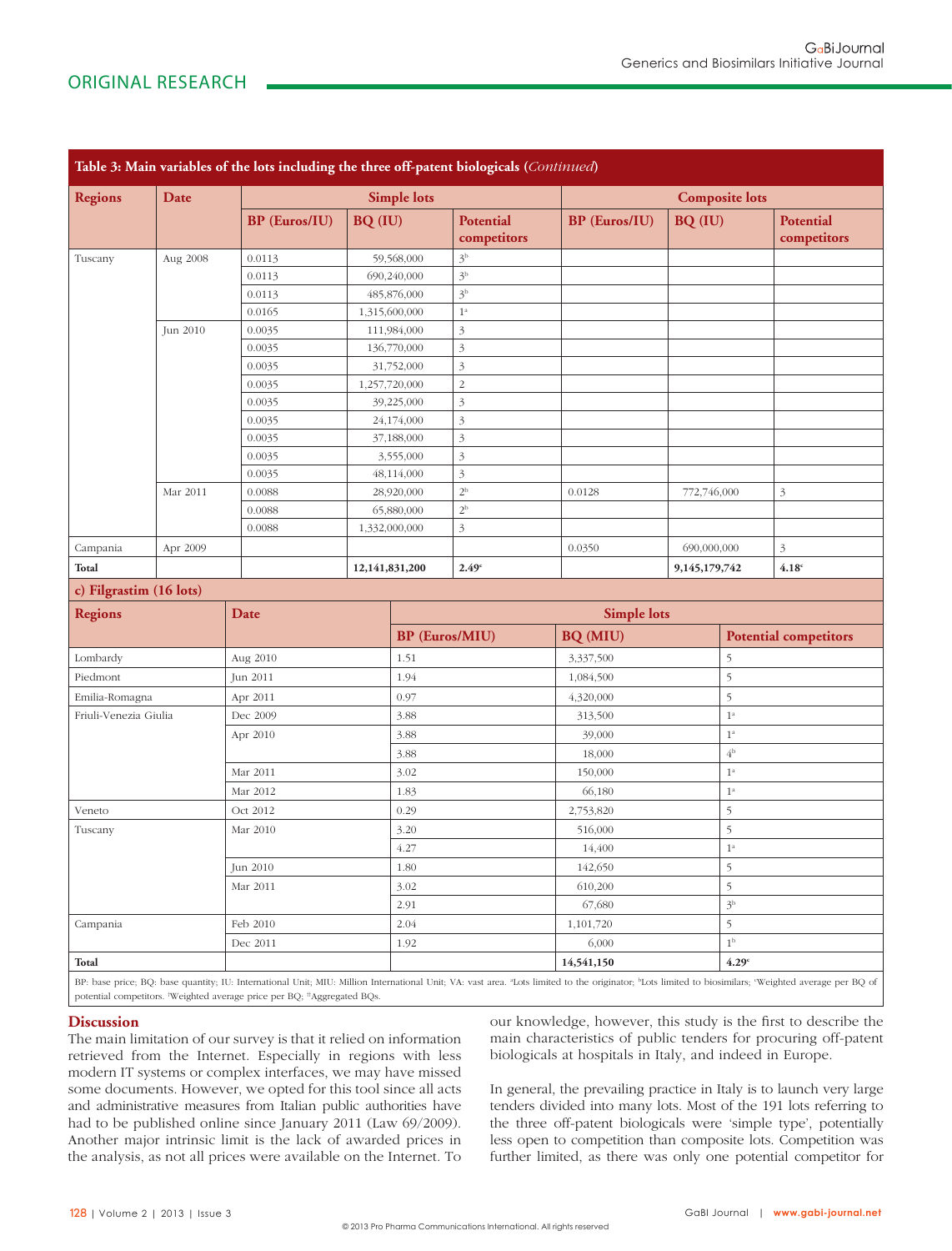**Table 3: Main variables of the lots including the three off-patent biologicals (*Continued*)**

| Regions | Date | Simple lots | | | Composite lots | | |
|---|---|---|---|---|---|---|---|
| | | BP (Euros/IU) | BQ (IU) | Potential competitors | BP (Euros/IU) | BQ (IU) | Potential competitors |
| Tuscany | Aug 2008 | 0.0113 | 59,568,000 | 3[b] | | | |
| | | 0.0113 | 690,240,000 | 3[b] | | | |
| | | 0.0113 | 485,876,000 | 3[b] | | | |
| | | 0.0165 | 1,315,600,000 | 1[a] | | | |
| | Jun 2010 | 0.0035 | 111,984,000 | 3 | | | |
| | | 0.0035 | 136,770,000 | 3 | | | |
| | | 0.0035 | 31,752,000 | 3 | | | |
| | | 0.0035 | 1,257,720,000 | 2 | | | |
| | | 0.0035 | 39,225,000 | 3 | | | |
| | | 0.0035 | 24,174,000 | 3 | | | |
| | | 0.0035 | 37,188,000 | 3 | | | |
| | | 0.0035 | 3,555,000 | 3 | | | |
| | | 0.0035 | 48,114,000 | 3 | | | |
| | Mar 2011 | 0.0088 | 28,920,000 | 2[b] | 0.0128 | 772,746,000 | 3 |
| | | 0.0088 | 65,880,000 | 2[b] | | | |
| | | 0.0088 | 1,332,000,000 | 3 | | | |
| Campania | Apr 2009 | | | | 0.0350 | 690,000,000 | 3 |
| **Total** | | | **12,141,831,200** | **2.49[c]** | | **9,145,179,742** | **4.18[c]** |

**c) Filgrastim (16 lots)**

| Regions | Date | Simple lots | | |
|---|---|---|---|---|
| | | BP (Euros/MIU) | BQ (MIU) | Potential competitors |
| Lombardy | Aug 2010 | 1.51 | 3,337,500 | 5 |
| Piedmont | Jun 2011 | 1.94 | 1,084,500 | 5 |
| Emilia-Romagna | Apr 2011 | 0.97 | 4,320,000 | 5 |
| Friuli-Venezia Giulia | Dec 2009 | 3.88 | 313,500 | 1[a] |
| | Apr 2010 | 3.88 | 39,000 | 1[a] |
| | | 3.88 | 18,000 | 4[b] |
| | Mar 2011 | 3.02 | 150,000 | 1[a] |
| | Mar 2012 | 1.83 | 66,180 | 1[a] |
| Veneto | Oct 2012 | 0.29 | 2,753,820 | 5 |
| Tuscany | Mar 2010 | 3.20 | 516,000 | 5 |
| | | 4.27 | 14,400 | 1[a] |
| | Jun 2010 | 1.80 | 142,650 | 5 |
| | Mar 2011 | 3.02 | 610,200 | 5 |
| | | 2.91 | 67,680 | 3[b] |
| Campania | Feb 2010 | 2.04 | 1,101,720 | 5 |
| | Dec 2011 | 1.92 | 6,000 | 1[b] |
| **Total** | | | **14,541,150** | **4.29[c]** |

BP: base price; BQ: base quantity; IU: International Unit; MIU: Million International Unit; VA: vast area. [a]Lots limited to the originator; [b]Lots limited to biosimilars; [c]Weighted average per BQ of potential competitors. [†]Weighted average price per BQ; [††]Aggregated BQs.

## Discussion

The main limitation of our survey is that it relied on information retrieved from the Internet. Especially in regions with less modern IT systems or complex interfaces, we may have missed some documents. However, we opted for this tool since all acts and administrative measures from Italian public authorities have had to be published online since January 2011 (Law 69/2009). Another major intrinsic limit is the lack of awarded prices in the analysis, as not all prices were available on the Internet. To our knowledge, however, this study is the first to describe the main characteristics of public tenders for procuring off-patent biologicals at hospitals in Italy, and indeed in Europe.

In general, the prevailing practice in Italy is to launch very large tenders divided into many lots. Most of the 191 lots referring to the three off-patent biologicals were 'simple type', potentially less open to competition than composite lots. Competition was further limited, as there was only one potential competitor for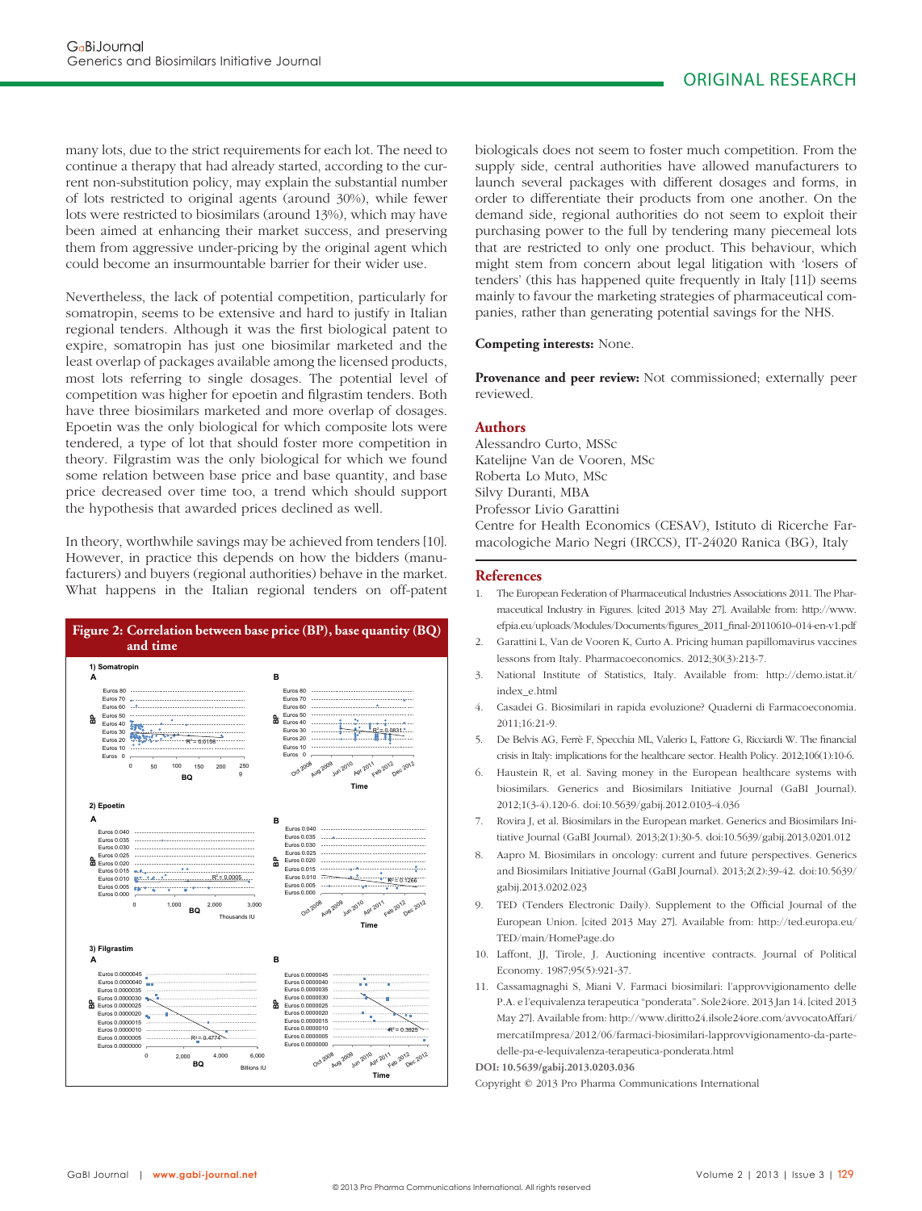many lots, due to the strict requirements for each lot. The need to continue a therapy that had already started, according to the current non-substitution policy, may explain the substantial number of lots restricted to original agents (around 30%), while fewer lots were restricted to biosimilars (around 13%), which may have been aimed at enhancing their market success, and preserving them from aggressive under-pricing by the original agent which could become an insurmountable barrier for their wider use.

Nevertheless, the lack of potential competition, particularly for somatropin, seems to be extensive and hard to justify in Italian regional tenders. Although it was the first biological patent to expire, somatropin has just one biosimilar marketed and the least overlap of packages available among the licensed products, most lots referring to single dosages. The potential level of competition was higher for epoetin and filgrastim tenders. Both have three biosimilars marketed and more overlap of dosages. Epoetin was the only biological for which composite lots were tendered, a type of lot that should foster more competition in theory. Filgrastim was the only biological for which we found some relation between base price and base quantity, and base price decreased over time too, a trend which should support the hypothesis that awarded prices declined as well.

In theory, worthwhile savings may be achieved from tenders [10]. However, in practice this depends on how the bidders (manufacturers) and buyers (regional authorities) behave in the market. What happens in the Italian regional tenders on off-patent biologicals does not seem to foster much competition. From the supply side, central authorities have allowed manufacturers to launch several packages with different dosages and forms, in order to differentiate their products from one another. On the demand side, regional authorities do not seem to exploit their purchasing power to the full by tendering many piecemeal lots that are restricted to only one product. This behaviour, which might stem from concern about legal litigation with 'losers of tenders' (this has happened quite frequently in Italy [11]) seems mainly to favour the marketing strategies of pharmaceutical companies, rather than generating potential savings for the NHS.

**Figure 2: Correlation between base price (BP), base quantity (BQ) and time**

1) Somatropin
A
Euros 80, Euros 70, Euros 60, Euros 50, Euros 40, Euros 30, Euros 20, Euros 10, Euros 0
BP
$R^2 = 0.0198$
0, 50, 100, 150, 200, 250
BQ
g
B
Euros 80, Euros 70, Euros 60, Euros 50, Euros 40, Euros 30, Euros 20, Euros 10, Euros 0
BP
$R^2 = 0.0831$
Oct 2008, Aug 2009, Jun 2010, Apr 2011, Feb 2012, Dec 2012
Time

2) Epoetin
A
Euros 0.040, Euros 0.035, Euros 0.030, Euros 0.025, Euros 0.020, Euros 0.015, Euros 0.010, Euros 0.005, Euros 0.000
BP
$R^2 = 0.0005$
0, 1,000, 2,000, 3,000
BQ
Thousands IU
B
Euros 0.040, Euros 0.035, Euros 0.030, Euros 0.025, Euros 0.020, Euros 0.015, Euros 0.010, Euros 0.005, Euros 0.000
BP
$R^2 = 0.1266$
Oct 2008, Aug 2009, Jun 2010, Apr 2011, Feb 2012, Dec 2012
Time

3) Filgrastim
A
Euros 0.0000045, Euros 0.0000040, Euros 0.0000035, Euros 0.0000030, Euros 0.0000025, Euros 0.0000020, Euros 0.0000015, Euros 0.0000010, Euros 0.0000005, Euros 0.0000000
BP
$R^2 = 0.4774$
0, 2,000, 4,000, 6,000
BQ
Billions IU
B
Euros 0.0000045, Euros 0.0000040, Euros 0.0000035, Euros 0.0000030, Euros 0.0000025, Euros 0.0000020, Euros 0.0000015, Euros 0.0000010, Euros 0.0000005, Euros 0.0000000
BP
$R^2 = 0.3925$
Oct 2008, Aug 2009, Jun 2010, Apr 2011, Feb 2012, Dec 2012
Time

**Competing interests:** None.

**Provenance and peer review:** Not commissioned; externally peer reviewed.

## Authors

Alessandro Curto, MSSc
Katelijne Van de Vooren, MSc
Roberta Lo Muto, MSc
Silvy Duranti, MBA
Professor Livio Garattini
Centre for Health Economics (CESAV), Istituto di Ricerche Farmacologiche Mario Negri (IRCCS), IT-24020 Ranica (BG), Italy

## References

1. The European Federation of Pharmaceutical Industries Associations 2011. The Pharmaceutical Industry in Figures. [cited 2013 May 27]. Available from: http://www.efpia.eu/uploads/Modules/Documents/figures_2011_final-20110610–014-en-v1.pdf
2. Garattini L, Van de Vooren K, Curto A. Pricing human papillomavirus vaccines lessons from Italy. Pharmacoeconomics. 2012;30(3):213-7.
3. National Institute of Statistics, Italy. Available from: http://demo.istat.it/index_e.html
4. Casadei G. Biosimilari in rapida evoluzione? Quaderni di Farmacoeconomia. 2011;16:21-9.
5. De Belvis AG, Ferrè F, Specchia ML, Valerio L, Fattore G, Ricciardi W. The financial crisis in Italy: implications for the healthcare sector. Health Policy. 2012;106(1):10-6.
6. Haustein R, et al. Saving money in the European healthcare systems with biosimilars. Generics and Biosimilars Initiative Journal (GaBI Journal). 2012;1(3-4):120-6. doi:10.5639/gabij.2012.0103-4.036
7. Rovira J, et al. Biosimilars in the European market. Generics and Biosimilars Initiative Journal (GaBI Journal). 2013;2(1):30-5. doi:10.5639/gabij.2013.0201.012
8. Aapro M. Biosimilars in oncology: current and future perspectives. Generics and Biosimilars Initiative Journal (GaBI Journal). 2013;2(2):39-42. doi:10.5639/gabij.2013.0202.023
9. TED (Tenders Electronic Daily). Supplement to the Official Journal of the European Union. [cited 2013 May 27]. Available from: http://ted.europa.eu/TED/main/HomePage.do
10. Laffont, JJ, Tirole, J. Auctioning incentive contracts. Journal of Political Economy. 1987;95(5):921-37.
11. Cassamagnaghi S, Miani V. Farmaci biosimilari: l'approvvigionamento delle P.A. e l'equivalenza terapeutica "ponderata". Sole24ore. 2013 Jan 14. [cited 2013 May 27]. Available from: http://www.diritto24.ilsole24ore.com/avvocatoAffari/mercatiImpresa/2012/06/farmaci-biosimilari-lapprovvigionamento-da-parte-delle-pa-e-lequivalenza-terapeutica-ponderata.html

**DOI: 10.5639/gabij.2013.0203.036**

Copyright © 2013 Pro Pharma Communications International